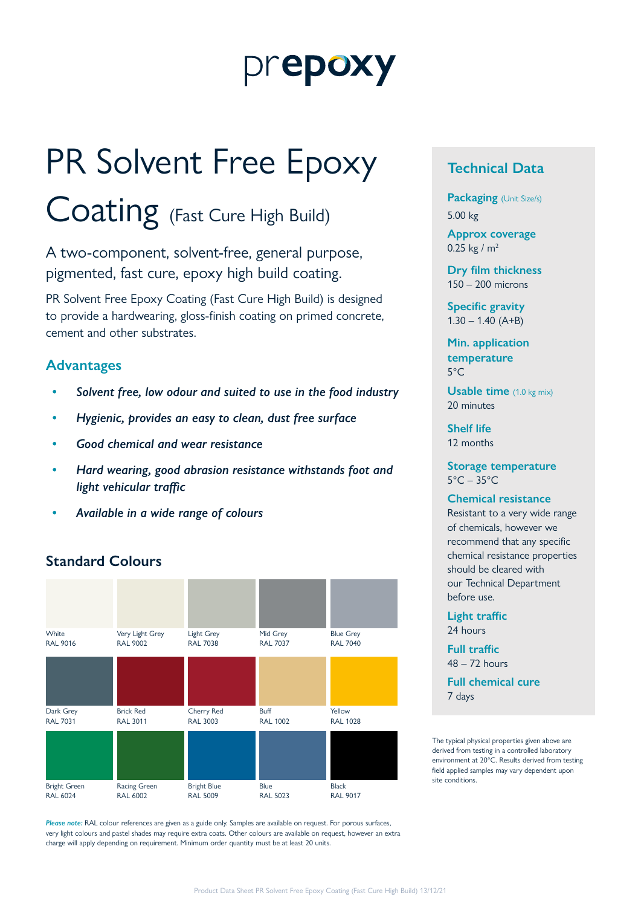prepoxy

# PR Solvent Free Epoxy Coating (Fast Cure High Build)

A two-component, solvent-free, general purpose, pigmented, fast cure, epoxy high build coating.

PR Solvent Free Epoxy Coating (Fast Cure High Build) is designed to provide a hardwearing, gloss-finish coating on primed concrete, cement and other substrates.

## Advantages

- *Solvent free, low odour and suited to use in the food industry*
- *Hygienic, provides an easy to clean, dust free surface*
- *Good chemical and wear resistance*
- *Hard wearing, good abrasion resistance withstands foot and light vehicular traffic*
- *Available in a wide range of colours*

## Standard Colours

| | | | | |
|---|---|---|---|---|
| White RAL 9016 | Very Light Grey RAL 9002 | Light Grey RAL 7038 | Mid Grey RAL 7037 | Blue Grey RAL 7040 |
| Dark Grey RAL 7031 | Brick Red RAL 3011 | Cherry Red RAL 3003 | Buff RAL 1002 | Yellow RAL 1028 |
| Bright Green RAL 6024 | Racing Green RAL 6002 | Bright Blue RAL 5009 | Blue RAL 5023 | Black RAL 9017 |

***Please note:*** RAL colour references are given as a guide only. Samples are available on request. For porous surfaces, very light colours and pastel shades may require extra coats. Other colours are available on request, however an extra charge will apply depending on requirement. Minimum order quantity must be at least 20 units.

## Technical Data

**Packaging** (Unit Size/s)
5.00 kg

**Approx coverage**
0.25 kg / m$^2$

**Dry film thickness**
150 – 200 microns

**Specific gravity**
1.30 – 1.40 (A+B)

**Min. application temperature**
5°C

**Usable time** (1.0 kg mix)
20 minutes

**Shelf life**
12 months

**Storage temperature**
5°C – 35°C

**Chemical resistance**
Resistant to a very wide range of chemicals, however we recommend that any specific chemical resistance properties should be cleared with our Technical Department before use.

**Light traffic**
24 hours

**Full traffic**
48 – 72 hours

**Full chemical cure**
7 days

The typical physical properties given above are derived from testing in a controlled laboratory environment at 20°C. Results derived from testing field applied samples may vary dependent upon site conditions.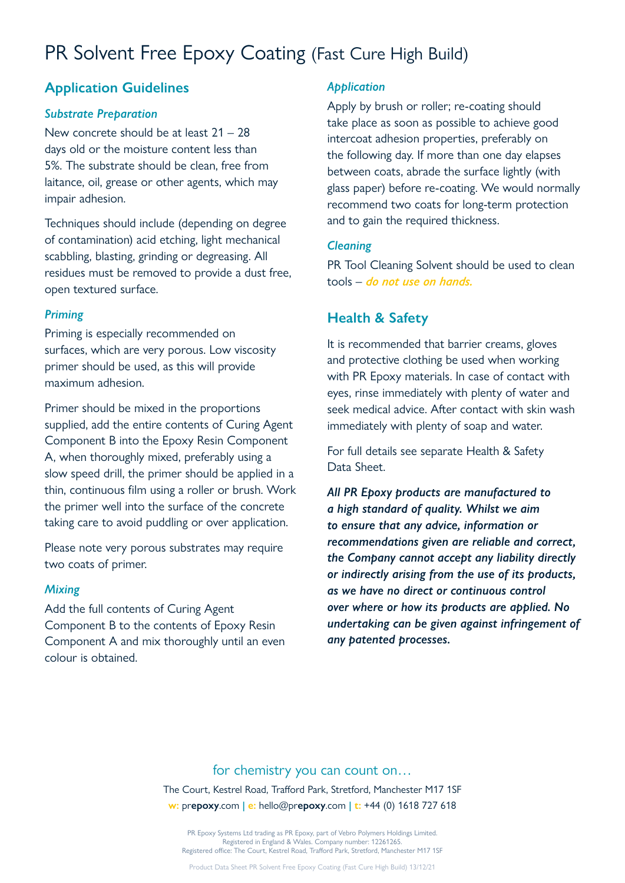# PR Solvent Free Epoxy Coating (Fast Cure High Build)

## Application Guidelines

### *Substrate Preparation*

New concrete should be at least 21 – 28 days old or the moisture content less than 5%. The substrate should be clean, free from laitance, oil, grease or other agents, which may impair adhesion.

Techniques should include (depending on degree of contamination) acid etching, light mechanical scabbling, blasting, grinding or degreasing. All residues must be removed to provide a dust free, open textured surface.

### *Priming*

Priming is especially recommended on surfaces, which are very porous. Low viscosity primer should be used, as this will provide maximum adhesion.

Primer should be mixed in the proportions supplied, add the entire contents of Curing Agent Component B into the Epoxy Resin Component A, when thoroughly mixed, preferably using a slow speed drill, the primer should be applied in a thin, continuous film using a roller or brush. Work the primer well into the surface of the concrete taking care to avoid puddling or over application.

Please note very porous substrates may require two coats of primer.

### *Mixing*

Add the full contents of Curing Agent Component B to the contents of Epoxy Resin Component A and mix thoroughly until an even colour is obtained.

### *Application*

Apply by brush or roller; re-coating should take place as soon as possible to achieve good intercoat adhesion properties, preferably on the following day. If more than one day elapses between coats, abrade the surface lightly (with glass paper) before re-coating. We would normally recommend two coats for long-term protection and to gain the required thickness.

### *Cleaning*

PR Tool Cleaning Solvent should be used to clean tools – ***do not use on hands.***

## Health & Safety

It is recommended that barrier creams, gloves and protective clothing be used when working with PR Epoxy materials. In case of contact with eyes, rinse immediately with plenty of water and seek medical advice. After contact with skin wash immediately with plenty of soap and water.

For full details see separate Health & Safety Data Sheet.

***All PR Epoxy products are manufactured to a high standard of quality. Whilst we aim to ensure that any advice, information or recommendations given are reliable and correct, the Company cannot accept any liability directly or indirectly arising from the use of its products, as we have no direct or continuous control over where or how its products are applied. No undertaking can be given against infringement of any patented processes.***

for chemistry you can count on…

The Court, Kestrel Road, Trafford Park, Stretford, Manchester M17 1SF

**w:** pr**epoxy**.com | **e:** hello@pr**epoxy**.com | **t:** +44 (0) 1618 727 618

PR Epoxy Systems Ltd trading as PR Epoxy, part of Vebro Polymers Holdings Limited.
Registered in England & Wales. Company number: 12261265.
Registered office: The Court, Kestrel Road, Trafford Park, Stretford, Manchester M17 1SF

Product Data Sheet PR Solvent Free Epoxy Coating (Fast Cure High Build) 13/12/21